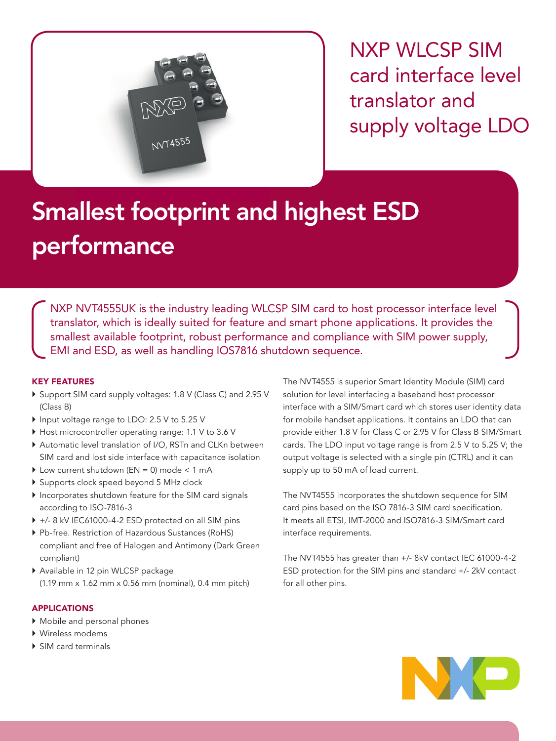# NXP WLCSP SIM card interface level translator and supply voltage LDO

## Smallest footprint and highest ESD performance

NXP NVT4555UK is the industry leading WLCSP SIM card to host processor interface level translator, which is ideally suited for feature and smart phone applications. It provides the smallest available footprint, robust performance and compliance with SIM power supply, EMI and ESD, as well as handling IOS7816 shutdown sequence.

### KEY FEATURES

- Support SIM card supply voltages: 1.8 V (Class C) and 2.95 V (Class B)
- Input voltage range to LDO: 2.5 V to 5.25 V
- Host microcontroller operating range: 1.1 V to 3.6 V
- Automatic level translation of I/O, RSTn and CLKn between SIM card and lost side interface with capacitance isolation
- Low current shutdown (EN = 0) mode < 1 mA
- Supports clock speed beyond 5 MHz clock
- Incorporates shutdown feature for the SIM card signals according to ISO-7816-3
- +/- 8 kV IEC61000-4-2 ESD protected on all SIM pins
- Pb-free. Restriction of Hazardous Sustances (RoHS) compliant and free of Halogen and Antimony (Dark Green compliant)
- Available in 12 pin WLCSP package (1.19 mm x 1.62 mm x 0.56 mm (nominal), 0.4 mm pitch)

### APPLICATIONS

- Mobile and personal phones
- Wireless modems
- SIM card terminals

The NVT4555 is superior Smart Identity Module (SIM) card solution for level interfacing a baseband host processor interface with a SIM/Smart card which stores user identity data for mobile handset applications. It contains an LDO that can provide either 1.8 V for Class C or 2.95 V for Class B SIM/Smart cards. The LDO input voltage range is from 2.5 V to 5.25 V; the output voltage is selected with a single pin (CTRL) and it can supply up to 50 mA of load current.

The NVT4555 incorporates the shutdown sequence for SIM card pins based on the ISO 7816-3 SIM card specification. It meets all ETSI, IMT-2000 and ISO7816-3 SIM/Smart card interface requirements.

The NVT4555 has greater than +/- 8kV contact IEC 61000-4-2 ESD protection for the SIM pins and standard +/- 2kV contact for all other pins.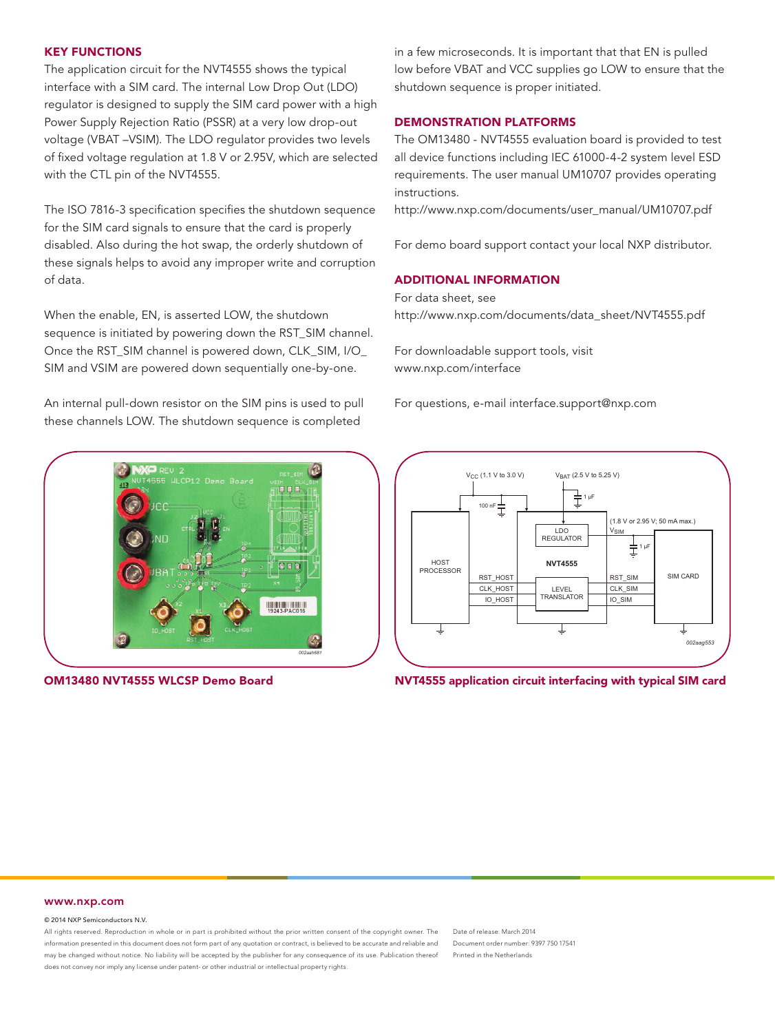## KEY FUNCTIONS

The application circuit for the NVT4555 shows the typical interface with a SIM card. The internal Low Drop Out (LDO) regulator is designed to supply the SIM card power with a high Power Supply Rejection Ratio (PSSR) at a very low drop-out voltage (VBAT –VSIM). The LDO regulator provides two levels of fixed voltage regulation at 1.8 V or 2.95V, which are selected with the CTL pin of the NVT4555.

The ISO 7816-3 specification specifies the shutdown sequence for the SIM card signals to ensure that the card is properly disabled. Also during the hot swap, the orderly shutdown of these signals helps to avoid any improper write and corruption of data.

When the enable, EN, is asserted LOW, the shutdown sequence is initiated by powering down the RST_SIM channel. Once the RST_SIM channel is powered down, CLK_SIM, I/O_SIM and VSIM are powered down sequentially one-by-one.

An internal pull-down resistor on the SIM pins is used to pull these channels LOW. The shutdown sequence is completed in a few microseconds. It is important that that EN is pulled low before VBAT and VCC supplies go LOW to ensure that the shutdown sequence is proper initiated.

## DEMONSTRATION PLATFORMS

The OM13480 - NVT4555 evaluation board is provided to test all device functions including IEC 61000-4-2 system level ESD requirements. The user manual UM10707 provides operating instructions.

http://www.nxp.com/documents/user_manual/UM10707.pdf

For demo board support contact your local NXP distributor.

## ADDITIONAL INFORMATION

For data sheet, see
http://www.nxp.com/documents/data_sheet/NVT4555.pdf

For downloadable support tools, visit
www.nxp.com/interface

For questions, e-mail interface.support@nxp.com

002aah681

**OM13480 NVT4555 WLCSP Demo Board**

$V_{CC}$ (1.1 V to 3.0 V)
$V_{BAT}$ (2.5 V to 5.25 V)
100 nF
1 µF
(1.8 V or 2.95 V; 50 mA max.)
$V_{SIM}$
1 µF
HOST PROCESSOR
LDO REGULATOR
NVT4555
LEVEL TRANSLATOR
SIM CARD
RST_HOST
CLK_HOST
IO_HOST
RST_SIM
CLK_SIM
IO_SIM
002aag553

**NVT4555 application circuit interfacing with typical SIM card**

www.nxp.com

© 2014 NXP Semiconductors N.V.

All rights reserved. Reproduction in whole or in part is prohibited without the prior written consent of the copyright owner. The information presented in this document does not form part of any quotation or contract, is believed to be accurate and reliable and may be changed without notice. No liability will be accepted by the publisher for any consequence of its use. Publication thereof does not convey nor imply any license under patent- or other industrial or intellectual property rights.

Date of release: March 2014
Document order number: 9397 750 17541
Printed in the Netherlands